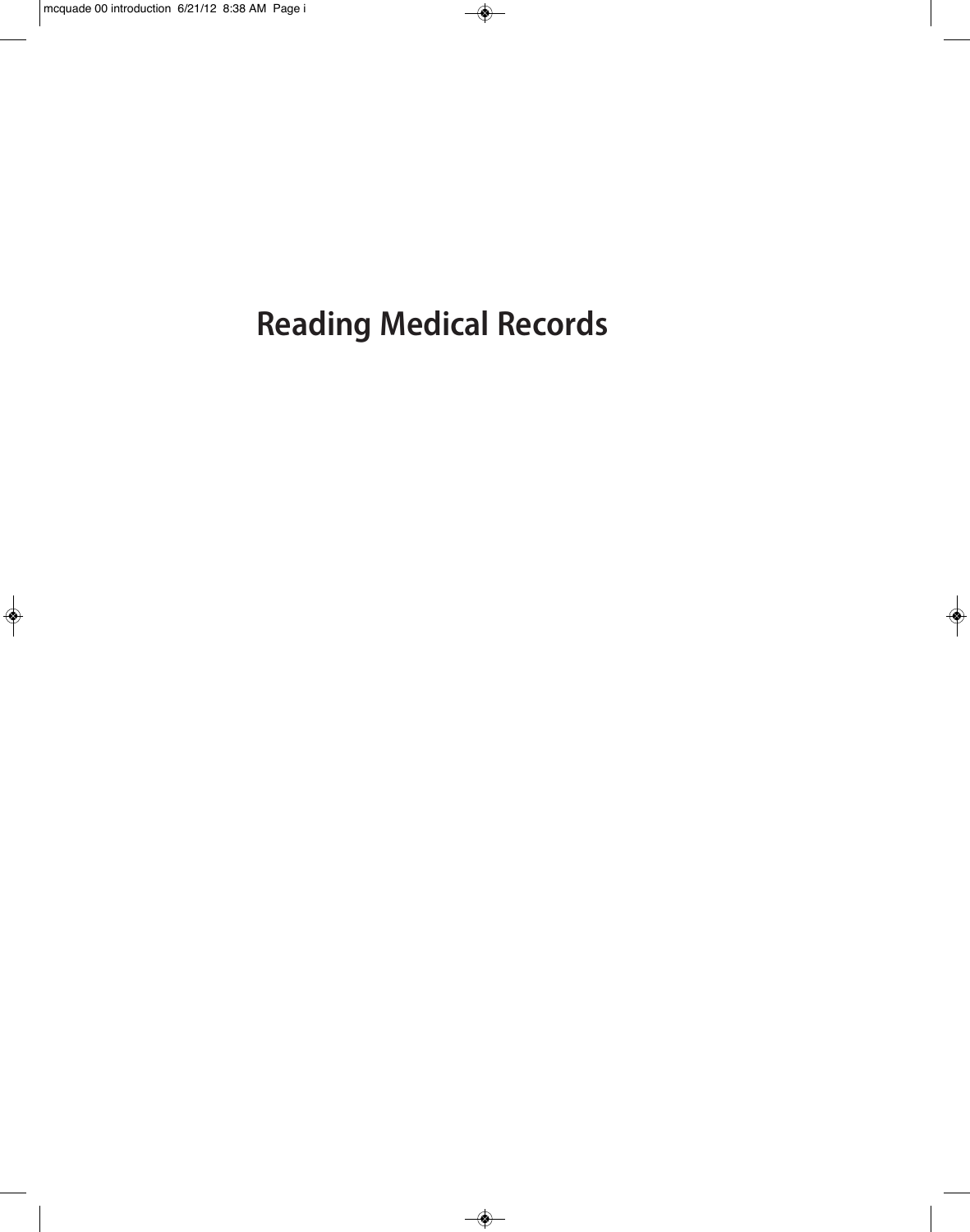# Reading Medical Records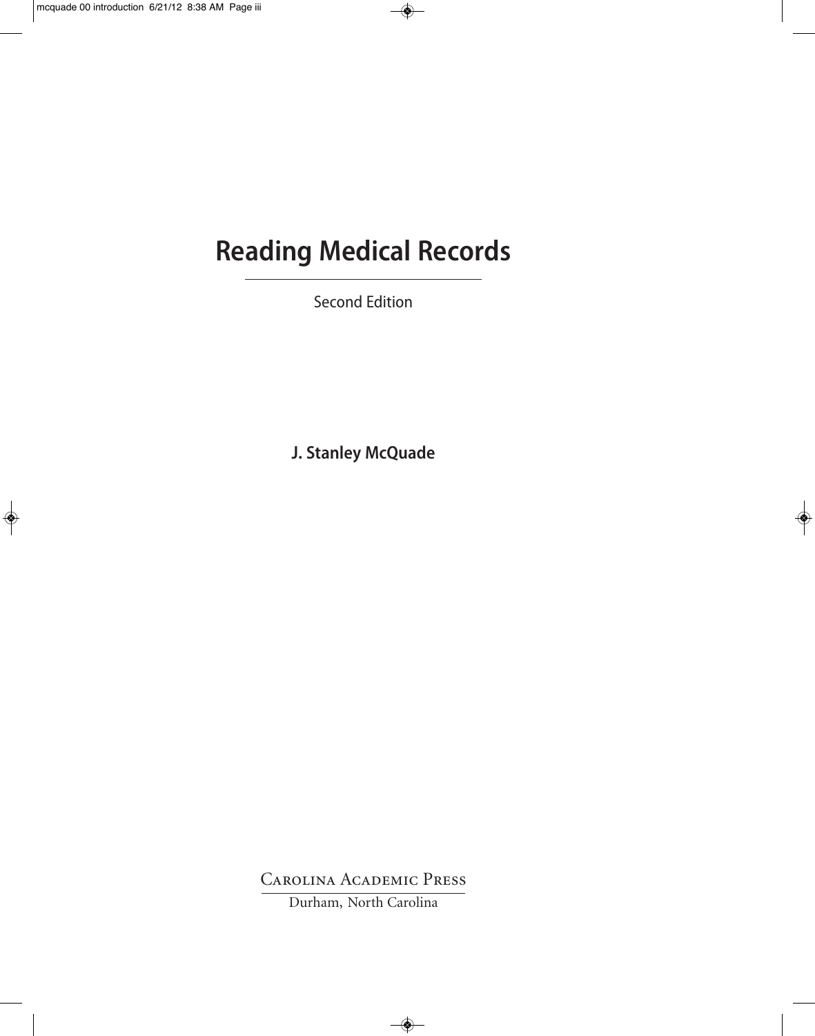# Reading Medical Records

Second Edition

**J. Stanley McQuade**

Carolina Academic Press

Durham, North Carolina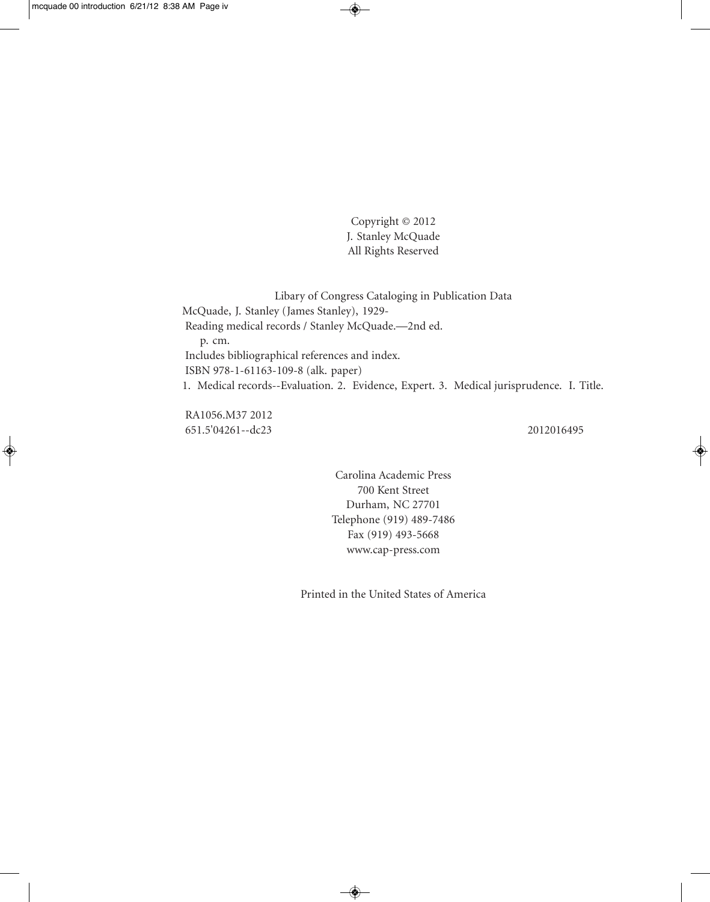Copyright © 2012
J. Stanley McQuade
All Rights Reserved

Libary of Congress Cataloging in Publication Data

McQuade, J. Stanley (James Stanley), 1929-
Reading medical records / Stanley McQuade.—2nd ed.
p. cm.
Includes bibliographical references and index.
ISBN 978-1-61163-109-8 (alk. paper)
1. Medical records--Evaluation. 2. Evidence, Expert. 3. Medical jurisprudence. I. Title.

RA1056.M37 2012
651.5'04261--dc23 2012016495

Carolina Academic Press
700 Kent Street
Durham, NC 27701
Telephone (919) 489-7486
Fax (919) 493-5668
www.cap-press.com

Printed in the United States of America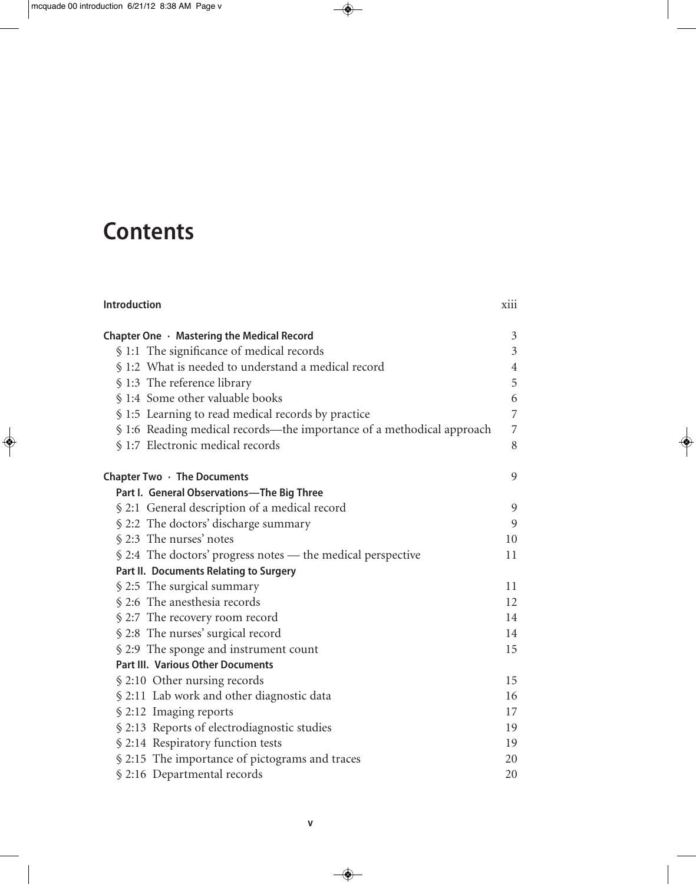# Contents

| | |
|---|---|
| **Introduction** | xiii |
| **Chapter One · Mastering the Medical Record** | 3 |
| § 1:1 The significance of medical records | 3 |
| § 1:2 What is needed to understand a medical record | 4 |
| § 1:3 The reference library | 5 |
| § 1:4 Some other valuable books | 6 |
| § 1:5 Learning to read medical records by practice | 7 |
| § 1:6 Reading medical records—the importance of a methodical approach | 7 |
| § 1:7 Electronic medical records | 8 |
| **Chapter Two · The Documents** | 9 |
| **Part I. General Observations—The Big Three** | |
| § 2:1 General description of a medical record | 9 |
| § 2:2 The doctors' discharge summary | 9 |
| § 2:3 The nurses' notes | 10 |
| § 2:4 The doctors' progress notes — the medical perspective | 11 |
| **Part II. Documents Relating to Surgery** | |
| § 2:5 The surgical summary | 11 |
| § 2:6 The anesthesia records | 12 |
| § 2:7 The recovery room record | 14 |
| § 2:8 The nurses' surgical record | 14 |
| § 2:9 The sponge and instrument count | 15 |
| **Part III. Various Other Documents** | |
| § 2:10 Other nursing records | 15 |
| § 2:11 Lab work and other diagnostic data | 16 |
| § 2:12 Imaging reports | 17 |
| § 2:13 Reports of electrodiagnostic studies | 19 |
| § 2:14 Respiratory function tests | 19 |
| § 2:15 The importance of pictograms and traces | 20 |
| § 2:16 Departmental records | 20 |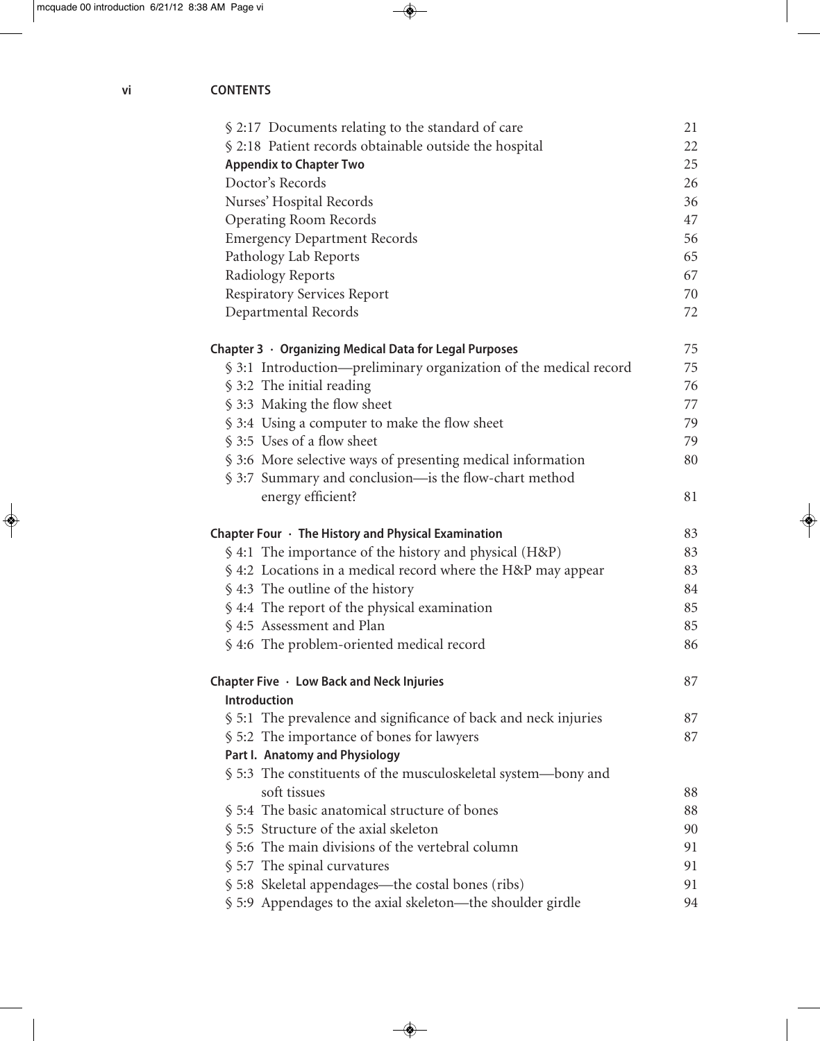| | |
|---|---|
| § 2:17 Documents relating to the standard of care | 21 |
| § 2:18 Patient records obtainable outside the hospital | 22 |
| **Appendix to Chapter Two** | 25 |
| Doctor's Records | 26 |
| Nurses' Hospital Records | 36 |
| Operating Room Records | 47 |
| Emergency Department Records | 56 |
| Pathology Lab Reports | 65 |
| Radiology Reports | 67 |
| Respiratory Services Report | 70 |
| Departmental Records | 72 |
| | |
| **Chapter 3 · Organizing Medical Data for Legal Purposes** | 75 |
| § 3:1 Introduction—preliminary organization of the medical record | 75 |
| § 3:2 The initial reading | 76 |
| § 3:3 Making the flow sheet | 77 |
| § 3:4 Using a computer to make the flow sheet | 79 |
| § 3:5 Uses of a flow sheet | 79 |
| § 3:6 More selective ways of presenting medical information | 80 |
| § 3:7 Summary and conclusion—is the flow-chart method energy efficient? | 81 |
| | |
| **Chapter Four · The History and Physical Examination** | 83 |
| § 4:1 The importance of the history and physical (H&P) | 83 |
| § 4:2 Locations in a medical record where the H&P may appear | 83 |
| § 4:3 The outline of the history | 84 |
| § 4:4 The report of the physical examination | 85 |
| § 4:5 Assessment and Plan | 85 |
| § 4:6 The problem-oriented medical record | 86 |
| | |
| **Chapter Five · Low Back and Neck Injuries** | 87 |
| **Introduction** | |
| § 5:1 The prevalence and significance of back and neck injuries | 87 |
| § 5:2 The importance of bones for lawyers | 87 |
| **Part I. Anatomy and Physiology** | |
| § 5:3 The constituents of the musculoskeletal system—bony and soft tissues | 88 |
| § 5:4 The basic anatomical structure of bones | 88 |
| § 5:5 Structure of the axial skeleton | 90 |
| § 5:6 The main divisions of the vertebral column | 91 |
| § 5:7 The spinal curvatures | 91 |
| § 5:8 Skeletal appendages—the costal bones (ribs) | 91 |
| § 5:9 Appendages to the axial skeleton—the shoulder girdle | 94 |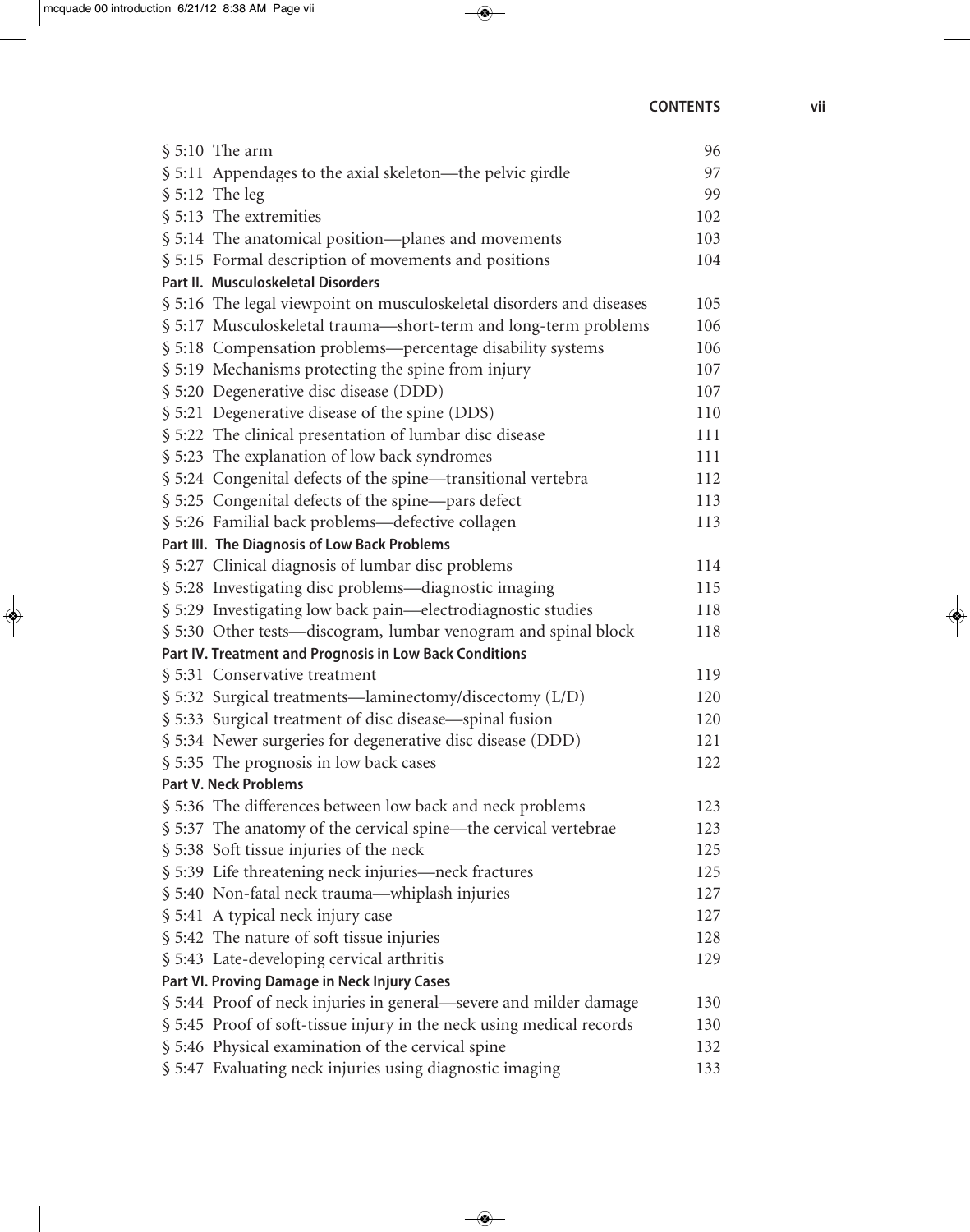| | |
|---|---|
| § 5:10 The arm | 96 |
| § 5:11 Appendages to the axial skeleton—the pelvic girdle | 97 |
| § 5:12 The leg | 99 |
| § 5:13 The extremities | 102 |
| § 5:14 The anatomical position—planes and movements | 103 |
| § 5:15 Formal description of movements and positions | 104 |
| **Part II. Musculoskeletal Disorders** | |
| § 5:16 The legal viewpoint on musculoskeletal disorders and diseases | 105 |
| § 5:17 Musculoskeletal trauma—short-term and long-term problems | 106 |
| § 5:18 Compensation problems—percentage disability systems | 106 |
| § 5:19 Mechanisms protecting the spine from injury | 107 |
| § 5:20 Degenerative disc disease (DDD) | 107 |
| § 5:21 Degenerative disease of the spine (DDS) | 110 |
| § 5:22 The clinical presentation of lumbar disc disease | 111 |
| § 5:23 The explanation of low back syndromes | 111 |
| § 5:24 Congenital defects of the spine—transitional vertebra | 112 |
| § 5:25 Congenital defects of the spine—pars defect | 113 |
| § 5:26 Familial back problems—defective collagen | 113 |
| **Part III. The Diagnosis of Low Back Problems** | |
| § 5:27 Clinical diagnosis of lumbar disc problems | 114 |
| § 5:28 Investigating disc problems—diagnostic imaging | 115 |
| § 5:29 Investigating low back pain—electrodiagnostic studies | 118 |
| § 5:30 Other tests—discogram, lumbar venogram and spinal block | 118 |
| **Part IV. Treatment and Prognosis in Low Back Conditions** | |
| § 5:31 Conservative treatment | 119 |
| § 5:32 Surgical treatments—laminectomy/discectomy (L/D) | 120 |
| § 5:33 Surgical treatment of disc disease—spinal fusion | 120 |
| § 5:34 Newer surgeries for degenerative disc disease (DDD) | 121 |
| § 5:35 The prognosis in low back cases | 122 |
| **Part V. Neck Problems** | |
| § 5:36 The differences between low back and neck problems | 123 |
| § 5:37 The anatomy of the cervical spine—the cervical vertebrae | 123 |
| § 5:38 Soft tissue injuries of the neck | 125 |
| § 5:39 Life threatening neck injuries—neck fractures | 125 |
| § 5:40 Non-fatal neck trauma—whiplash injuries | 127 |
| § 5:41 A typical neck injury case | 127 |
| § 5:42 The nature of soft tissue injuries | 128 |
| § 5:43 Late-developing cervical arthritis | 129 |
| **Part VI. Proving Damage in Neck Injury Cases** | |
| § 5:44 Proof of neck injuries in general—severe and milder damage | 130 |
| § 5:45 Proof of soft-tissue injury in the neck using medical records | 130 |
| § 5:46 Physical examination of the cervical spine | 132 |
| § 5:47 Evaluating neck injuries using diagnostic imaging | 133 |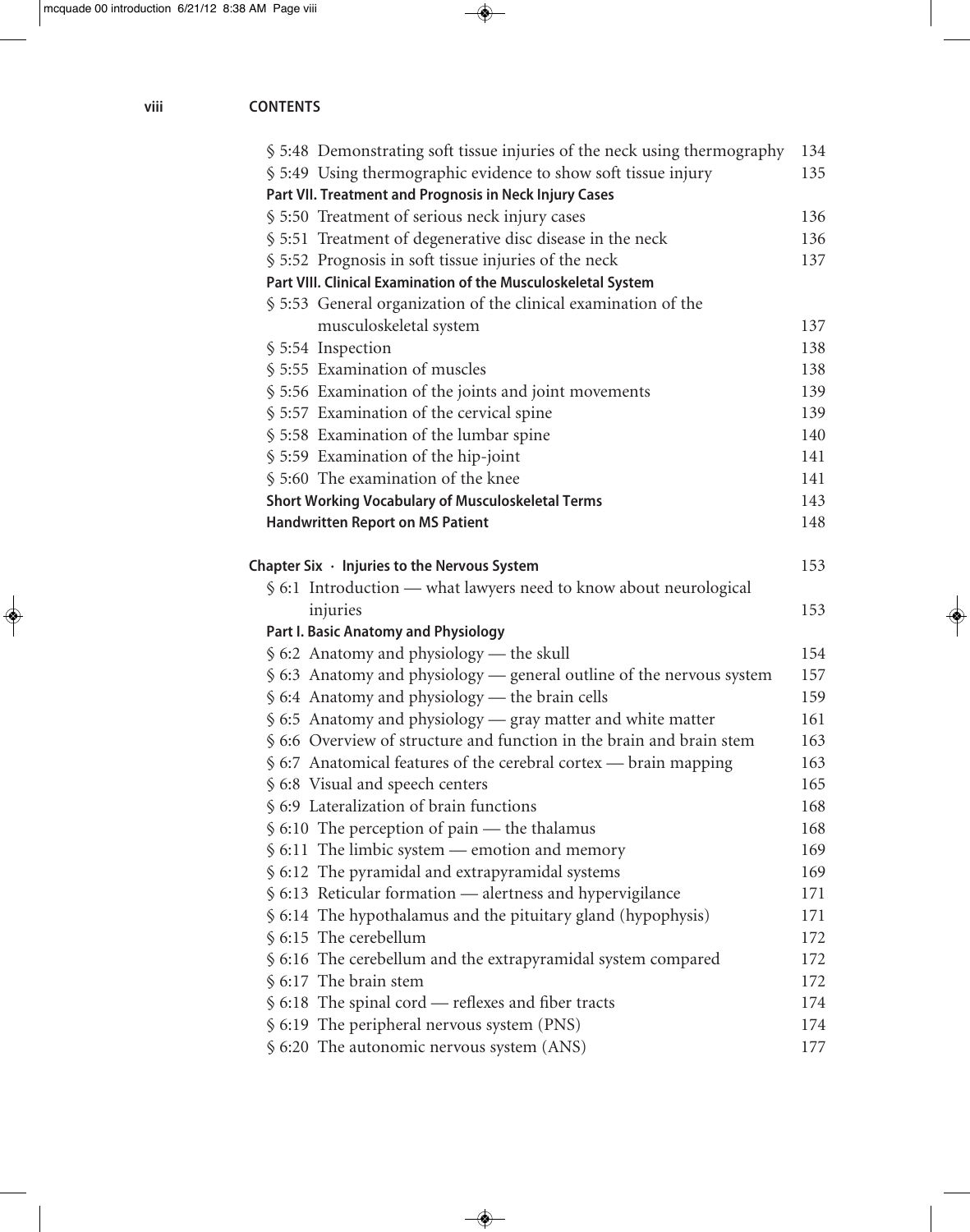§ 5:48 Demonstrating soft tissue injuries of the neck using thermography 134
§ 5:49 Using thermographic evidence to show soft tissue injury 135

**Part VII. Treatment and Prognosis in Neck Injury Cases**

§ 5:50 Treatment of serious neck injury cases 136
§ 5:51 Treatment of degenerative disc disease in the neck 136
§ 5:52 Prognosis in soft tissue injuries of the neck 137

**Part VIII. Clinical Examination of the Musculoskeletal System**

§ 5:53 General organization of the clinical examination of the musculoskeletal system 137
§ 5:54 Inspection 138
§ 5:55 Examination of muscles 138
§ 5:56 Examination of the joints and joint movements 139
§ 5:57 Examination of the cervical spine 139
§ 5:58 Examination of the lumbar spine 140
§ 5:59 Examination of the hip-joint 141
§ 5:60 The examination of the knee 141

**Short Working Vocabulary of Musculoskeletal Terms** 143

**Handwritten Report on MS Patient** 148

**Chapter Six · Injuries to the Nervous System** 153

§ 6:1 Introduction — what lawyers need to know about neurological injuries 153

**Part I. Basic Anatomy and Physiology**

§ 6:2 Anatomy and physiology — the skull 154
§ 6:3 Anatomy and physiology — general outline of the nervous system 157
§ 6:4 Anatomy and physiology — the brain cells 159
§ 6:5 Anatomy and physiology — gray matter and white matter 161
§ 6:6 Overview of structure and function in the brain and brain stem 163
§ 6:7 Anatomical features of the cerebral cortex — brain mapping 163
§ 6:8 Visual and speech centers 165
§ 6:9 Lateralization of brain functions 168
§ 6:10 The perception of pain — the thalamus 168
§ 6:11 The limbic system — emotion and memory 169
§ 6:12 The pyramidal and extrapyramidal systems 169
§ 6:13 Reticular formation — alertness and hypervigilance 171
§ 6:14 The hypothalamus and the pituitary gland (hypophysis) 171
§ 6:15 The cerebellum 172
§ 6:16 The cerebellum and the extrapyramidal system compared 172
§ 6:17 The brain stem 172
§ 6:18 The spinal cord — reflexes and fiber tracts 174
§ 6:19 The peripheral nervous system (PNS) 174
§ 6:20 The autonomic nervous system (ANS) 177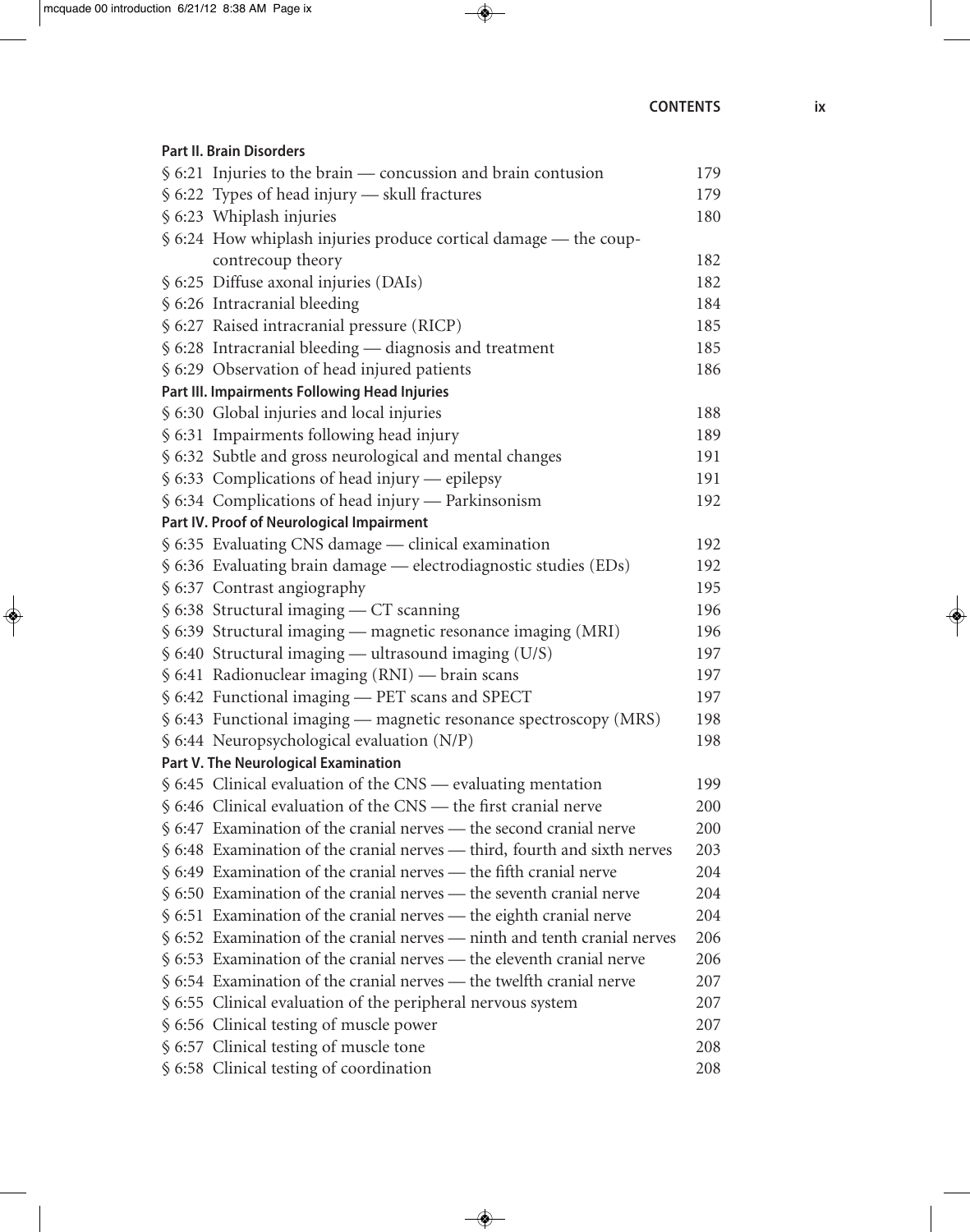**Part II. Brain Disorders**

| | |
|---|---|
| § 6:21 Injuries to the brain — concussion and brain contusion | 179 |
| § 6:22 Types of head injury — skull fractures | 179 |
| § 6:23 Whiplash injuries | 180 |
| § 6:24 How whiplash injuries produce cortical damage — the coup-contrecoup theory | 182 |
| § 6:25 Diffuse axonal injuries (DAIs) | 182 |
| § 6:26 Intracranial bleeding | 184 |
| § 6:27 Raised intracranial pressure (RICP) | 185 |
| § 6:28 Intracranial bleeding — diagnosis and treatment | 185 |
| § 6:29 Observation of head injured patients | 186 |

**Part III. Impairments Following Head Injuries**

| | |
|---|---|
| § 6:30 Global injuries and local injuries | 188 |
| § 6:31 Impairments following head injury | 189 |
| § 6:32 Subtle and gross neurological and mental changes | 191 |
| § 6:33 Complications of head injury — epilepsy | 191 |
| § 6:34 Complications of head injury — Parkinsonism | 192 |

**Part IV. Proof of Neurological Impairment**

| | |
|---|---|
| § 6:35 Evaluating CNS damage — clinical examination | 192 |
| § 6:36 Evaluating brain damage — electrodiagnostic studies (EDs) | 192 |
| § 6:37 Contrast angiography | 195 |
| § 6:38 Structural imaging — CT scanning | 196 |
| § 6:39 Structural imaging — magnetic resonance imaging (MRI) | 196 |
| § 6:40 Structural imaging — ultrasound imaging (U/S) | 197 |
| § 6:41 Radionuclear imaging (RNI) — brain scans | 197 |
| § 6:42 Functional imaging — PET scans and SPECT | 197 |
| § 6:43 Functional imaging — magnetic resonance spectroscopy (MRS) | 198 |
| § 6:44 Neuropsychological evaluation (N/P) | 198 |

**Part V. The Neurological Examination**

| | |
|---|---|
| § 6:45 Clinical evaluation of the CNS — evaluating mentation | 199 |
| § 6:46 Clinical evaluation of the CNS — the first cranial nerve | 200 |
| § 6:47 Examination of the cranial nerves — the second cranial nerve | 200 |
| § 6:48 Examination of the cranial nerves — third, fourth and sixth nerves | 203 |
| § 6:49 Examination of the cranial nerves — the fifth cranial nerve | 204 |
| § 6:50 Examination of the cranial nerves — the seventh cranial nerve | 204 |
| § 6:51 Examination of the cranial nerves — the eighth cranial nerve | 204 |
| § 6:52 Examination of the cranial nerves — ninth and tenth cranial nerves | 206 |
| § 6:53 Examination of the cranial nerves — the eleventh cranial nerve | 206 |
| § 6:54 Examination of the cranial nerves — the twelfth cranial nerve | 207 |
| § 6:55 Clinical evaluation of the peripheral nervous system | 207 |
| § 6:56 Clinical testing of muscle power | 207 |
| § 6:57 Clinical testing of muscle tone | 208 |
| § 6:58 Clinical testing of coordination | 208 |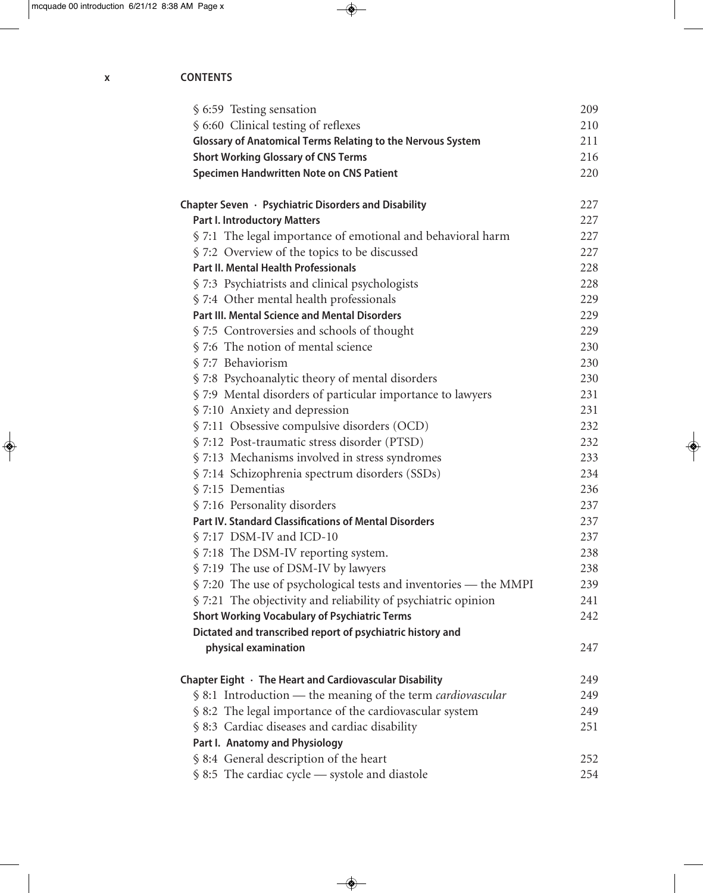§ 6:59 Testing sensation 209
§ 6:60 Clinical testing of reflexes 210
**Glossary of Anatomical Terms Relating to the Nervous System** 211
**Short Working Glossary of CNS Terms** 216
**Specimen Handwritten Note on CNS Patient** 220

**Chapter Seven · Psychiatric Disorders and Disability** 227
**Part I. Introductory Matters** 227
§ 7:1 The legal importance of emotional and behavioral harm 227
§ 7:2 Overview of the topics to be discussed 227
**Part II. Mental Health Professionals** 228
§ 7:3 Psychiatrists and clinical psychologists 228
§ 7:4 Other mental health professionals 229
**Part III. Mental Science and Mental Disorders** 229
§ 7:5 Controversies and schools of thought 229
§ 7:6 The notion of mental science 230
§ 7:7 Behaviorism 230
§ 7:8 Psychoanalytic theory of mental disorders 230
§ 7:9 Mental disorders of particular importance to lawyers 231
§ 7:10 Anxiety and depression 231
§ 7:11 Obsessive compulsive disorders (OCD) 232
§ 7:12 Post-traumatic stress disorder (PTSD) 232
§ 7:13 Mechanisms involved in stress syndromes 233
§ 7:14 Schizophrenia spectrum disorders (SSDs) 234
§ 7:15 Dementias 236
§ 7:16 Personality disorders 237
**Part IV. Standard Classifications of Mental Disorders** 237
§ 7:17 DSM-IV and ICD-10 237
§ 7:18 The DSM-IV reporting system. 238
§ 7:19 The use of DSM-IV by lawyers 238
§ 7:20 The use of psychological tests and inventories — the MMPI 239
§ 7:21 The objectivity and reliability of psychiatric opinion 241
**Short Working Vocabulary of Psychiatric Terms** 242
**Dictated and transcribed report of psychiatric history and physical examination** 247

**Chapter Eight · The Heart and Cardiovascular Disability** 249
§ 8:1 Introduction — the meaning of the term *cardiovascular* 249
§ 8:2 The legal importance of the cardiovascular system 249
§ 8:3 Cardiac diseases and cardiac disability 251
**Part I. Anatomy and Physiology**
§ 8:4 General description of the heart 252
§ 8:5 The cardiac cycle — systole and diastole 254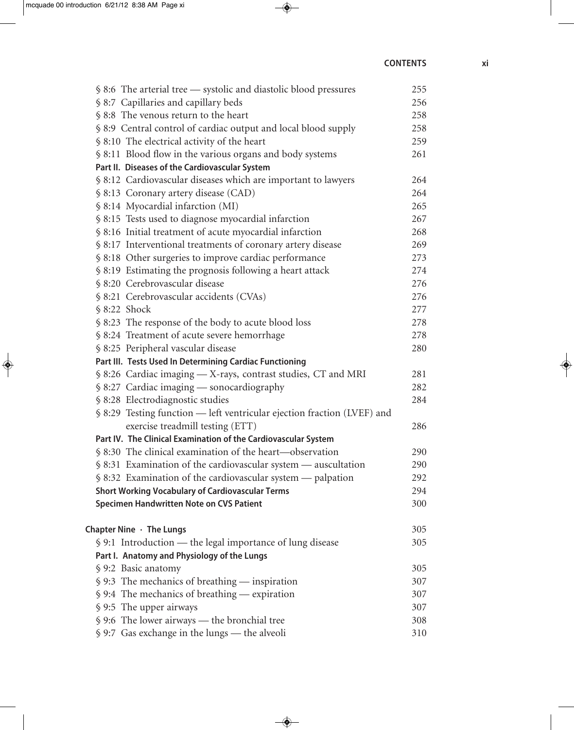| | |
|---|---|
| § 8:6 The arterial tree — systolic and diastolic blood pressures | 255 |
| § 8:7 Capillaries and capillary beds | 256 |
| § 8:8 The venous return to the heart | 258 |
| § 8:9 Central control of cardiac output and local blood supply | 258 |
| § 8:10 The electrical activity of the heart | 259 |
| § 8:11 Blood flow in the various organs and body systems | 261 |
| **Part II. Diseases of the Cardiovascular System** | |
| § 8:12 Cardiovascular diseases which are important to lawyers | 264 |
| § 8:13 Coronary artery disease (CAD) | 264 |
| § 8:14 Myocardial infarction (MI) | 265 |
| § 8:15 Tests used to diagnose myocardial infarction | 267 |
| § 8:16 Initial treatment of acute myocardial infarction | 268 |
| § 8:17 Interventional treatments of coronary artery disease | 269 |
| § 8:18 Other surgeries to improve cardiac performance | 273 |
| § 8:19 Estimating the prognosis following a heart attack | 274 |
| § 8:20 Cerebrovascular disease | 276 |
| § 8:21 Cerebrovascular accidents (CVAs) | 276 |
| § 8:22 Shock | 277 |
| § 8:23 The response of the body to acute blood loss | 278 |
| § 8:24 Treatment of acute severe hemorrhage | 278 |
| § 8:25 Peripheral vascular disease | 280 |
| **Part III. Tests Used In Determining Cardiac Functioning** | |
| § 8:26 Cardiac imaging — X-rays, contrast studies, CT and MRI | 281 |
| § 8:27 Cardiac imaging — sonocardiography | 282 |
| § 8:28 Electrodiagnostic studies | 284 |
| § 8:29 Testing function — left ventricular ejection fraction (LVEF) and exercise treadmill testing (ETT) | 286 |
| **Part IV. The Clinical Examination of the Cardiovascular System** | |
| § 8:30 The clinical examination of the heart—observation | 290 |
| § 8:31 Examination of the cardiovascular system — auscultation | 290 |
| § 8:32 Examination of the cardiovascular system — palpation | 292 |
| **Short Working Vocabulary of Cardiovascular Terms** | 294 |
| **Specimen Handwritten Note on CVS Patient** | 300 |
| | |
| **Chapter Nine · The Lungs** | 305 |
| § 9:1 Introduction — the legal importance of lung disease | 305 |
| **Part I. Anatomy and Physiology of the Lungs** | |
| § 9:2 Basic anatomy | 305 |
| § 9:3 The mechanics of breathing — inspiration | 307 |
| § 9:4 The mechanics of breathing — expiration | 307 |
| § 9:5 The upper airways | 307 |
| § 9:6 The lower airways — the bronchial tree | 308 |
| § 9:7 Gas exchange in the lungs — the alveoli | 310 |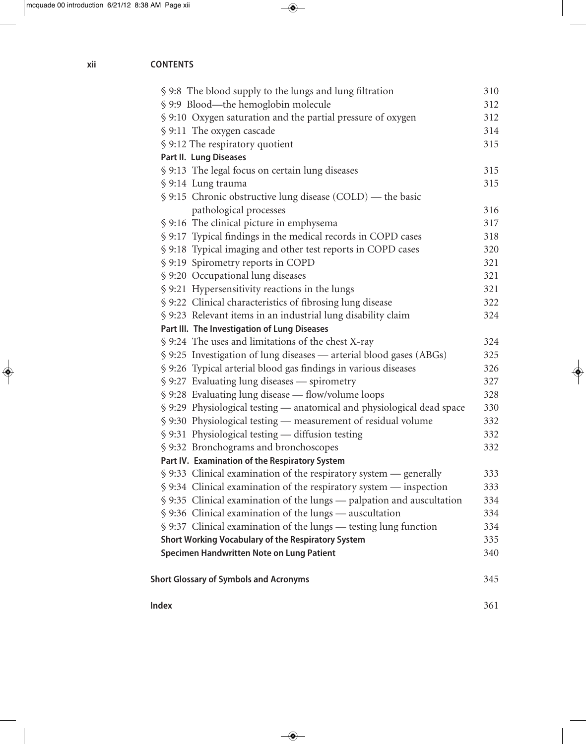§ 9:8 The blood supply to the lungs and lung filtration 310
§ 9:9 Blood—the hemoglobin molecule 312
§ 9:10 Oxygen saturation and the partial pressure of oxygen 312
§ 9:11 The oxygen cascade 314
§ 9:12 The respiratory quotient 315

**Part II. Lung Diseases**

§ 9:13 The legal focus on certain lung diseases 315
§ 9:14 Lung trauma 315
§ 9:15 Chronic obstructive lung disease (COLD) — the basic pathological processes 316
§ 9:16 The clinical picture in emphysema 317
§ 9:17 Typical findings in the medical records in COPD cases 318
§ 9:18 Typical imaging and other test reports in COPD cases 320
§ 9:19 Spirometry reports in COPD 321
§ 9:20 Occupational lung diseases 321
§ 9:21 Hypersensitivity reactions in the lungs 321
§ 9:22 Clinical characteristics of fibrosing lung disease 322
§ 9:23 Relevant items in an industrial lung disability claim 324

**Part III. The Investigation of Lung Diseases**

§ 9:24 The uses and limitations of the chest X-ray 324
§ 9:25 Investigation of lung diseases — arterial blood gases (ABGs) 325
§ 9:26 Typical arterial blood gas findings in various diseases 326
§ 9:27 Evaluating lung diseases — spirometry 327
§ 9:28 Evaluating lung disease — flow/volume loops 328
§ 9:29 Physiological testing — anatomical and physiological dead space 330
§ 9:30 Physiological testing — measurement of residual volume 332
§ 9:31 Physiological testing — diffusion testing 332
§ 9:32 Bronchograms and bronchoscopes 332

**Part IV. Examination of the Respiratory System**

§ 9:33 Clinical examination of the respiratory system — generally 333
§ 9:34 Clinical examination of the respiratory system — inspection 333
§ 9:35 Clinical examination of the lungs — palpation and auscultation 334
§ 9:36 Clinical examination of the lungs — auscultation 334
§ 9:37 Clinical examination of the lungs — testing lung function 334

**Short Working Vocabulary of the Respiratory System** 335

**Specimen Handwritten Note on Lung Patient** 340

**Short Glossary of Symbols and Acronyms** 345

**Index** 361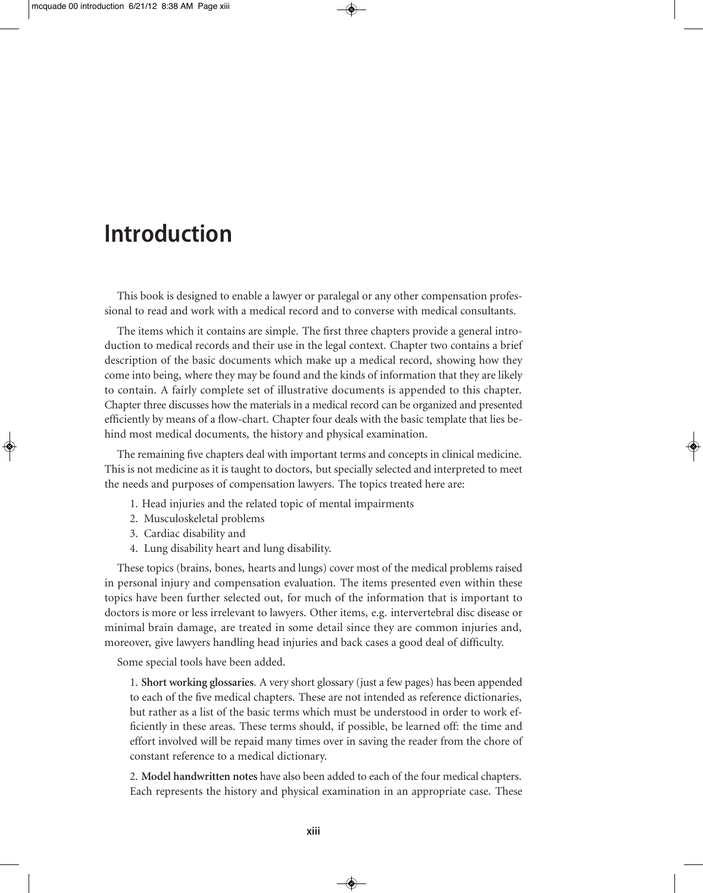# Introduction

This book is designed to enable a lawyer or paralegal or any other compensation professional to read and work with a medical record and to converse with medical consultants.

The items which it contains are simple. The first three chapters provide a general introduction to medical records and their use in the legal context. Chapter two contains a brief description of the basic documents which make up a medical record, showing how they come into being, where they may be found and the kinds of information that they are likely to contain. A fairly complete set of illustrative documents is appended to this chapter. Chapter three discusses how the materials in a medical record can be organized and presented efficiently by means of a flow-chart. Chapter four deals with the basic template that lies behind most medical documents, the history and physical examination.

The remaining five chapters deal with important terms and concepts in clinical medicine. This is not medicine as it is taught to doctors, but specially selected and interpreted to meet the needs and purposes of compensation lawyers. The topics treated here are:

1. Head injuries and the related topic of mental impairments
2. Musculoskeletal problems
3. Cardiac disability and
4. Lung disability heart and lung disability.

These topics (brains, bones, hearts and lungs) cover most of the medical problems raised in personal injury and compensation evaluation. The items presented even within these topics have been further selected out, for much of the information that is important to doctors is more or less irrelevant to lawyers. Other items, e.g. intervertebral disc disease or minimal brain damage, are treated in some detail since they are common injuries and, moreover, give lawyers handling head injuries and back cases a good deal of difficulty.

Some special tools have been added.

1. **Short working glossaries**. A very short glossary (just a few pages) has been appended to each of the five medical chapters. These are not intended as reference dictionaries, but rather as a list of the basic terms which must be understood in order to work efficiently in these areas. These terms should, if possible, be learned off: the time and effort involved will be repaid many times over in saving the reader from the chore of constant reference to a medical dictionary.

2. **Model handwritten notes** have also been added to each of the four medical chapters. Each represents the history and physical examination in an appropriate case. These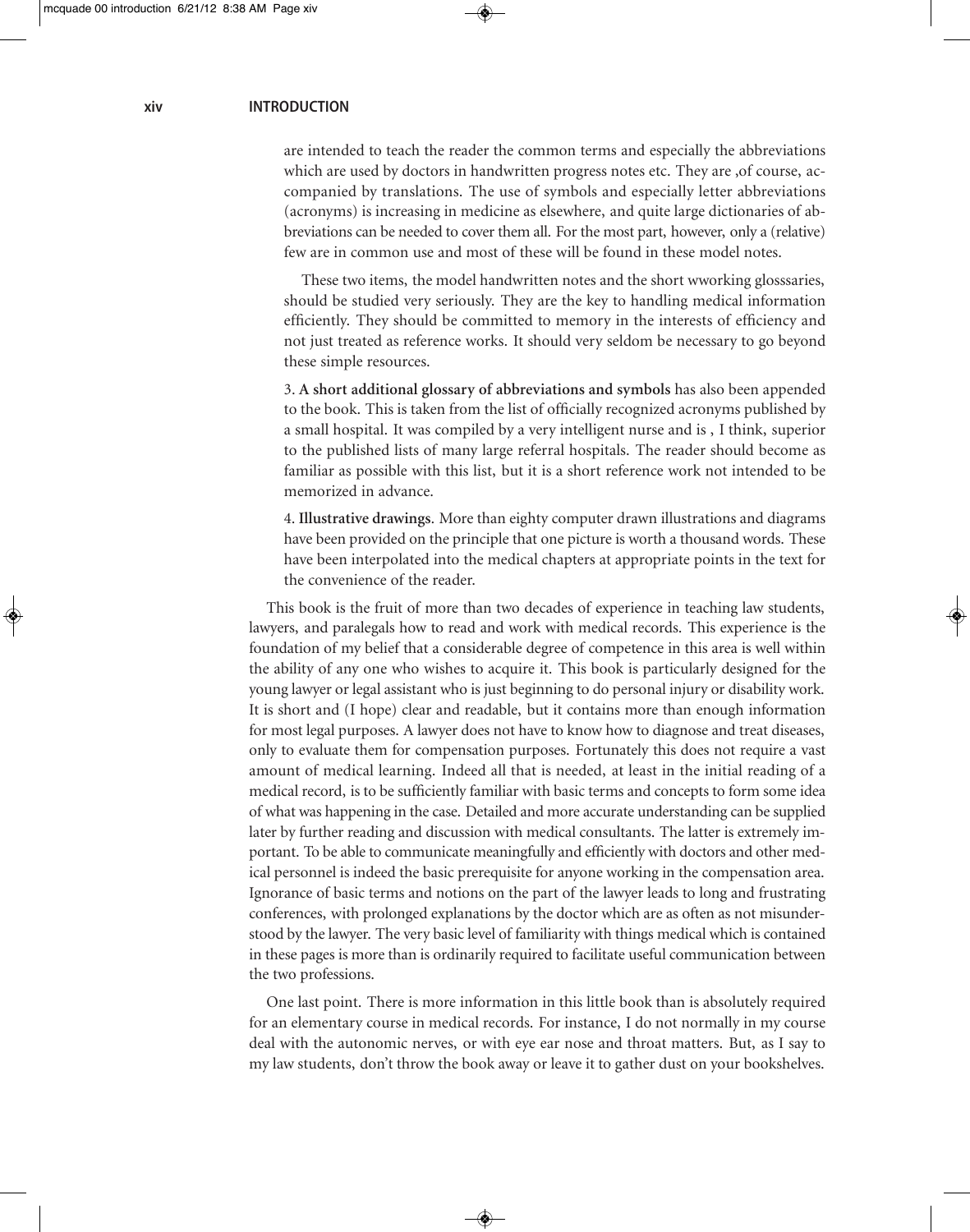are intended to teach the reader the common terms and especially the abbreviations which are used by doctors in handwritten progress notes etc. They are ,of course, accompanied by translations. The use of symbols and especially letter abbreviations (acronyms) is increasing in medicine as elsewhere, and quite large dictionaries of abbreviations can be needed to cover them all. For the most part, however, only a (relative) few are in common use and most of these will be found in these model notes.

These two items, the model handwritten notes and the short wworking glosssaries, should be studied very seriously. They are the key to handling medical information efficiently. They should be committed to memory in the interests of efficiency and not just treated as reference works. It should very seldom be necessary to go beyond these simple resources.

3. **A short additional glossary of abbreviations and symbols** has also been appended to the book. This is taken from the list of officially recognized acronyms published by a small hospital. It was compiled by a very intelligent nurse and is , I think, superior to the published lists of many large referral hospitals. The reader should become as familiar as possible with this list, but it is a short reference work not intended to be memorized in advance.

4. **Illustrative drawings**. More than eighty computer drawn illustrations and diagrams have been provided on the principle that one picture is worth a thousand words. These have been interpolated into the medical chapters at appropriate points in the text for the convenience of the reader.

This book is the fruit of more than two decades of experience in teaching law students, lawyers, and paralegals how to read and work with medical records. This experience is the foundation of my belief that a considerable degree of competence in this area is well within the ability of any one who wishes to acquire it. This book is particularly designed for the young lawyer or legal assistant who is just beginning to do personal injury or disability work. It is short and (I hope) clear and readable, but it contains more than enough information for most legal purposes. A lawyer does not have to know how to diagnose and treat diseases, only to evaluate them for compensation purposes. Fortunately this does not require a vast amount of medical learning. Indeed all that is needed, at least in the initial reading of a medical record, is to be sufficiently familiar with basic terms and concepts to form some idea of what was happening in the case. Detailed and more accurate understanding can be supplied later by further reading and discussion with medical consultants. The latter is extremely important. To be able to communicate meaningfully and efficiently with doctors and other medical personnel is indeed the basic prerequisite for anyone working in the compensation area. Ignorance of basic terms and notions on the part of the lawyer leads to long and frustrating conferences, with prolonged explanations by the doctor which are as often as not misunderstood by the lawyer. The very basic level of familiarity with things medical which is contained in these pages is more than is ordinarily required to facilitate useful communication between the two professions.

One last point. There is more information in this little book than is absolutely required for an elementary course in medical records. For instance, I do not normally in my course deal with the autonomic nerves, or with eye ear nose and throat matters. But, as I say to my law students, don't throw the book away or leave it to gather dust on your bookshelves.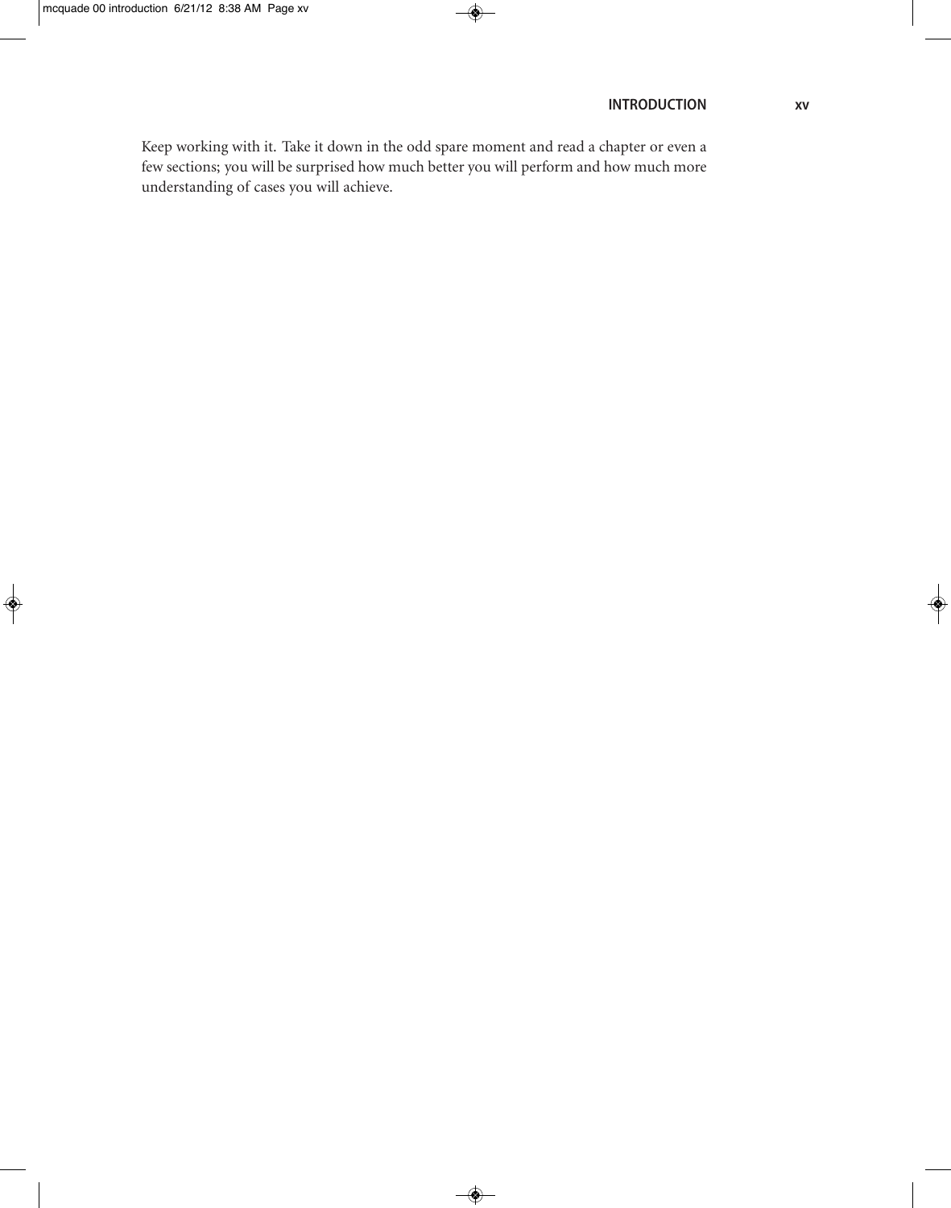Keep working with it. Take it down in the odd spare moment and read a chapter or even a few sections; you will be surprised how much better you will perform and how much more understanding of cases you will achieve.